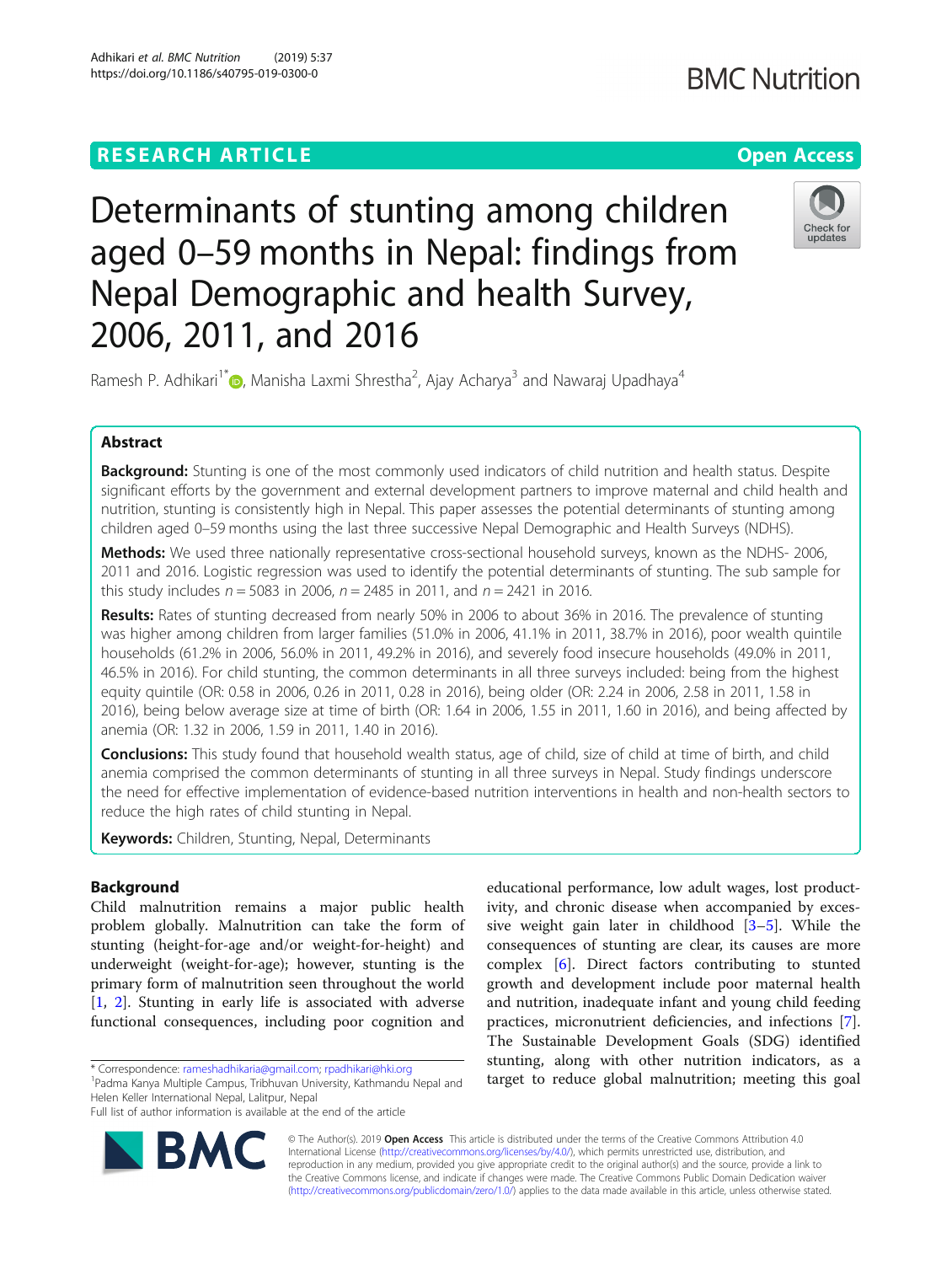RESEARCH ARTICLE

Open Access

# Determinants of stunting among children aged 0–59 months in Nepal: findings from Nepal Demographic and health Survey, 2006, 2011, and 2016

Ramesh P. Adhikari[1*], Manisha Laxmi Shrestha[2], Ajay Acharya[3] and Nawaraj Upadhaya[4]

## Abstract

**Background:** Stunting is one of the most commonly used indicators of child nutrition and health status. Despite significant efforts by the government and external development partners to improve maternal and child health and nutrition, stunting is consistently high in Nepal. This paper assesses the potential determinants of stunting among children aged 0–59 months using the last three successive Nepal Demographic and Health Surveys (NDHS).

**Methods:** We used three nationally representative cross-sectional household surveys, known as the NDHS- 2006, 2011 and 2016. Logistic regression was used to identify the potential determinants of stunting. The sub sample for this study includes $n = 5083$ in 2006, $n = 2485$ in 2011, and $n = 2421$ in 2016.

**Results:** Rates of stunting decreased from nearly 50% in 2006 to about 36% in 2016. The prevalence of stunting was higher among children from larger families (51.0% in 2006, 41.1% in 2011, 38.7% in 2016), poor wealth quintile households (61.2% in 2006, 56.0% in 2011, 49.2% in 2016), and severely food insecure households (49.0% in 2011, 46.5% in 2016). For child stunting, the common determinants in all three surveys included: being from the highest equity quintile (OR: 0.58 in 2006, 0.26 in 2011, 0.28 in 2016), being older (OR: 2.24 in 2006, 2.58 in 2011, 1.58 in 2016), being below average size at time of birth (OR: 1.64 in 2006, 1.55 in 2011, 1.60 in 2016), and being affected by anemia (OR: 1.32 in 2006, 1.59 in 2011, 1.40 in 2016).

**Conclusions:** This study found that household wealth status, age of child, size of child at time of birth, and child anemia comprised the common determinants of stunting in all three surveys in Nepal. Study findings underscore the need for effective implementation of evidence-based nutrition interventions in health and non-health sectors to reduce the high rates of child stunting in Nepal.

**Keywords:** Children, Stunting, Nepal, Determinants

## Background

Child malnutrition remains a major public health problem globally. Malnutrition can take the form of stunting (height-for-age and/or weight-for-height) and underweight (weight-for-age); however, stunting is the primary form of malnutrition seen throughout the world [1, 2]. Stunting in early life is associated with adverse functional consequences, including poor cognition and educational performance, low adult wages, lost productivity, and chronic disease when accompanied by excessive weight gain later in childhood [3–5]. While the consequences of stunting are clear, its causes are more complex [6]. Direct factors contributing to stunted growth and development include poor maternal health and nutrition, inadequate infant and young child feeding practices, micronutrient deficiencies, and infections [7]. The Sustainable Development Goals (SDG) identified stunting, along with other nutrition indicators, as a target to reduce global malnutrition; meeting this goal

\* Correspondence: rameshadhikaria@gmail.com; rpadhikari@hki.org
[1]Padma Kanya Multiple Campus, Tribhuvan University, Kathmandu Nepal and Helen Keller International Nepal, Lalitpur, Nepal
Full list of author information is available at the end of the article

© The Author(s). 2019 **Open Access** This article is distributed under the terms of the Creative Commons Attribution 4.0 International License (http://creativecommons.org/licenses/by/4.0/), which permits unrestricted use, distribution, and reproduction in any medium, provided you give appropriate credit to the original author(s) and the source, provide a link to the Creative Commons license, and indicate if changes were made. The Creative Commons Public Domain Dedication waiver (http://creativecommons.org/publicdomain/zero/1.0/) applies to the data made available in this article, unless otherwise stated.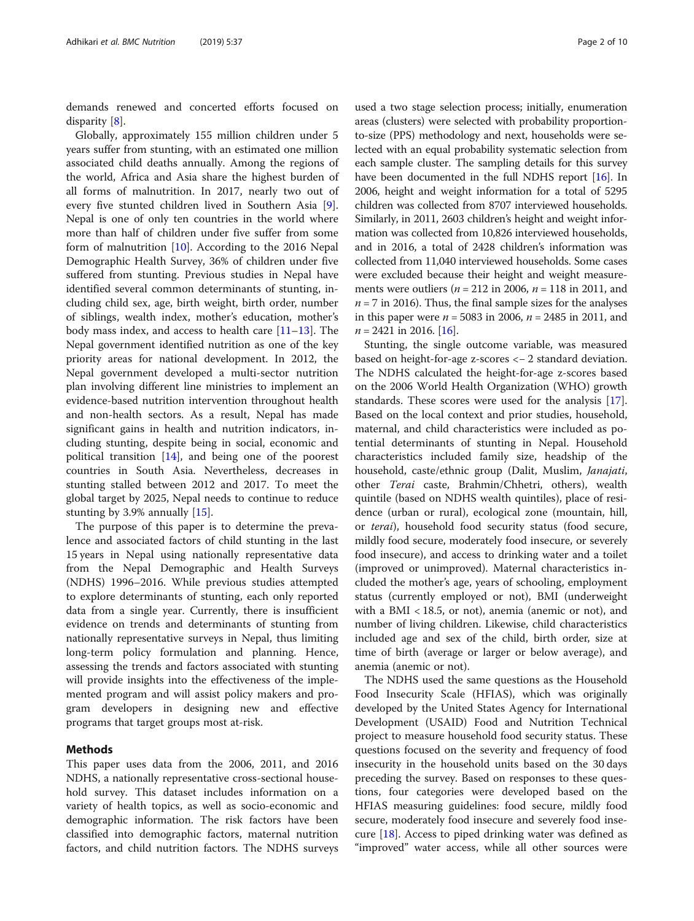demands renewed and concerted efforts focused on disparity [8].

Globally, approximately 155 million children under 5 years suffer from stunting, with an estimated one million associated child deaths annually. Among the regions of the world, Africa and Asia share the highest burden of all forms of malnutrition. In 2017, nearly two out of every five stunted children lived in Southern Asia [9]. Nepal is one of only ten countries in the world where more than half of children under five suffer from some form of malnutrition [10]. According to the 2016 Nepal Demographic Health Survey, 36% of children under five suffered from stunting. Previous studies in Nepal have identified several common determinants of stunting, including child sex, age, birth weight, birth order, number of siblings, wealth index, mother's education, mother's body mass index, and access to health care [11–13]. The Nepal government identified nutrition as one of the key priority areas for national development. In 2012, the Nepal government developed a multi-sector nutrition plan involving different line ministries to implement an evidence-based nutrition intervention throughout health and non-health sectors. As a result, Nepal has made significant gains in health and nutrition indicators, including stunting, despite being in social, economic and political transition [14], and being one of the poorest countries in South Asia. Nevertheless, decreases in stunting stalled between 2012 and 2017. To meet the global target by 2025, Nepal needs to continue to reduce stunting by 3.9% annually [15].

The purpose of this paper is to determine the prevalence and associated factors of child stunting in the last 15 years in Nepal using nationally representative data from the Nepal Demographic and Health Surveys (NDHS) 1996–2016. While previous studies attempted to explore determinants of stunting, each only reported data from a single year. Currently, there is insufficient evidence on trends and determinants of stunting from nationally representative surveys in Nepal, thus limiting long-term policy formulation and planning. Hence, assessing the trends and factors associated with stunting will provide insights into the effectiveness of the implemented program and will assist policy makers and program developers in designing new and effective programs that target groups most at-risk.

## Methods

This paper uses data from the 2006, 2011, and 2016 NDHS, a nationally representative cross-sectional household survey. This dataset includes information on a variety of health topics, as well as socio-economic and demographic information. The risk factors have been classified into demographic factors, maternal nutrition factors, and child nutrition factors. The NDHS surveys used a two stage selection process; initially, enumeration areas (clusters) were selected with probability proportion-to-size (PPS) methodology and next, households were selected with an equal probability systematic selection from each sample cluster. The sampling details for this survey have been documented in the full NDHS report [16]. In 2006, height and weight information for a total of 5295 children was collected from 8707 interviewed households. Similarly, in 2011, 2603 children's height and weight information was collected from 10,826 interviewed households, and in 2016, a total of 2428 children's information was collected from 11,040 interviewed households. Some cases were excluded because their height and weight measurements were outliers ($n = 212$ in 2006, $n = 118$ in 2011, and $n = 7$ in 2016). Thus, the final sample sizes for the analyses in this paper were $n = 5083$ in 2006, $n = 2485$ in 2011, and $n = 2421$ in 2016. [16].

Stunting, the single outcome variable, was measured based on height-for-age z-scores <− 2 standard deviation. The NDHS calculated the height-for-age z-scores based on the 2006 World Health Organization (WHO) growth standards. These scores were used for the analysis [17]. Based on the local context and prior studies, household, maternal, and child characteristics were included as potential determinants of stunting in Nepal. Household characteristics included family size, headship of the household, caste/ethnic group (Dalit, Muslim, *Janajati*, other *Terai* caste, Brahmin/Chhetri, others), wealth quintile (based on NDHS wealth quintiles), place of residence (urban or rural), ecological zone (mountain, hill, or *terai*), household food security status (food secure, mildly food secure, moderately food insecure, or severely food insecure), and access to drinking water and a toilet (improved or unimproved). Maternal characteristics included the mother's age, years of schooling, employment status (currently employed or not), BMI (underweight with a BMI < 18.5, or not), anemia (anemic or not), and number of living children. Likewise, child characteristics included age and sex of the child, birth order, size at time of birth (average or larger or below average), and anemia (anemic or not).

The NDHS used the same questions as the Household Food Insecurity Scale (HFIAS), which was originally developed by the United States Agency for International Development (USAID) Food and Nutrition Technical project to measure household food security status. These questions focused on the severity and frequency of food insecurity in the household units based on the 30 days preceding the survey. Based on responses to these questions, four categories were developed based on the HFIAS measuring guidelines: food secure, mildly food secure, moderately food insecure and severely food insecure [18]. Access to piped drinking water was defined as "improved" water access, while all other sources were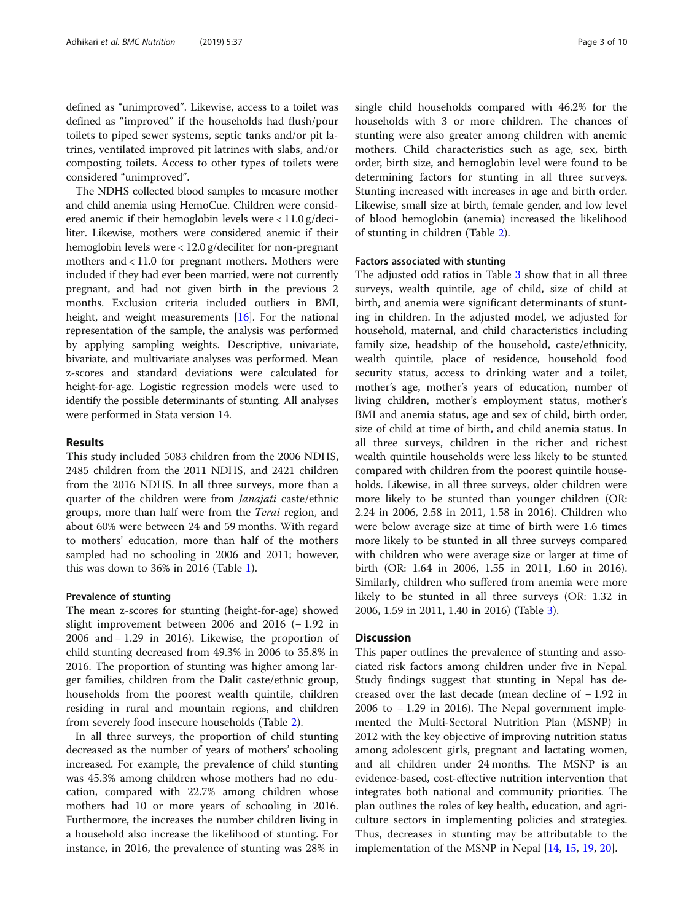defined as "unimproved". Likewise, access to a toilet was defined as "improved" if the households had flush/pour toilets to piped sewer systems, septic tanks and/or pit latrines, ventilated improved pit latrines with slabs, and/or composting toilets. Access to other types of toilets were considered "unimproved".

The NDHS collected blood samples to measure mother and child anemia using HemoCue. Children were considered anemic if their hemoglobin levels were < 11.0 g/deciliter. Likewise, mothers were considered anemic if their hemoglobin levels were < 12.0 g/deciliter for non-pregnant mothers and < 11.0 for pregnant mothers. Mothers were included if they had ever been married, were not currently pregnant, and had not given birth in the previous 2 months. Exclusion criteria included outliers in BMI, height, and weight measurements [16]. For the national representation of the sample, the analysis was performed by applying sampling weights. Descriptive, univariate, bivariate, and multivariate analyses was performed. Mean z-scores and standard deviations were calculated for height-for-age. Logistic regression models were used to identify the possible determinants of stunting. All analyses were performed in Stata version 14.

## Results

This study included 5083 children from the 2006 NDHS, 2485 children from the 2011 NDHS, and 2421 children from the 2016 NDHS. In all three surveys, more than a quarter of the children were from *Janajati* caste/ethnic groups, more than half were from the *Terai* region, and about 60% were between 24 and 59 months. With regard to mothers' education, more than half of the mothers sampled had no schooling in 2006 and 2011; however, this was down to 36% in 2016 (Table 1).

### Prevalence of stunting

The mean z-scores for stunting (height-for-age) showed slight improvement between 2006 and 2016 (− 1.92 in 2006 and − 1.29 in 2016). Likewise, the proportion of child stunting decreased from 49.3% in 2006 to 35.8% in 2016. The proportion of stunting was higher among larger families, children from the Dalit caste/ethnic group, households from the poorest wealth quintile, children residing in rural and mountain regions, and children from severely food insecure households (Table 2).

In all three surveys, the proportion of child stunting decreased as the number of years of mothers' schooling increased. For example, the prevalence of child stunting was 45.3% among children whose mothers had no education, compared with 22.7% among children whose mothers had 10 or more years of schooling in 2016. Furthermore, the increases the number children living in a household also increase the likelihood of stunting. For instance, in 2016, the prevalence of stunting was 28% in single child households compared with 46.2% for the households with 3 or more children. The chances of stunting were also greater among children with anemic mothers. Child characteristics such as age, sex, birth order, birth size, and hemoglobin level were found to be determining factors for stunting in all three surveys. Stunting increased with increases in age and birth order. Likewise, small size at birth, female gender, and low level of blood hemoglobin (anemia) increased the likelihood of stunting in children (Table 2).

### Factors associated with stunting

The adjusted odd ratios in Table 3 show that in all three surveys, wealth quintile, age of child, size of child at birth, and anemia were significant determinants of stunting in children. In the adjusted model, we adjusted for household, maternal, and child characteristics including family size, headship of the household, caste/ethnicity, wealth quintile, place of residence, household food security status, access to drinking water and a toilet, mother's age, mother's years of education, number of living children, mother's employment status, mother's BMI and anemia status, age and sex of child, birth order, size of child at time of birth, and child anemia status. In all three surveys, children in the richer and richest wealth quintile households were less likely to be stunted compared with children from the poorest quintile households. Likewise, in all three surveys, older children were more likely to be stunted than younger children (OR: 2.24 in 2006, 2.58 in 2011, 1.58 in 2016). Children who were below average size at time of birth were 1.6 times more likely to be stunted in all three surveys compared with children who were average size or larger at time of birth (OR: 1.64 in 2006, 1.55 in 2011, 1.60 in 2016). Similarly, children who suffered from anemia were more likely to be stunted in all three surveys (OR: 1.32 in 2006, 1.59 in 2011, 1.40 in 2016) (Table 3).

## Discussion

This paper outlines the prevalence of stunting and associated risk factors among children under five in Nepal. Study findings suggest that stunting in Nepal has decreased over the last decade (mean decline of − 1.92 in 2006 to − 1.29 in 2016). The Nepal government implemented the Multi-Sectoral Nutrition Plan (MSNP) in 2012 with the key objective of improving nutrition status among adolescent girls, pregnant and lactating women, and all children under 24 months. The MSNP is an evidence-based, cost-effective nutrition intervention that integrates both national and community priorities. The plan outlines the roles of key health, education, and agriculture sectors in implementing policies and strategies. Thus, decreases in stunting may be attributable to the implementation of the MSNP in Nepal [14, 15, 19, 20].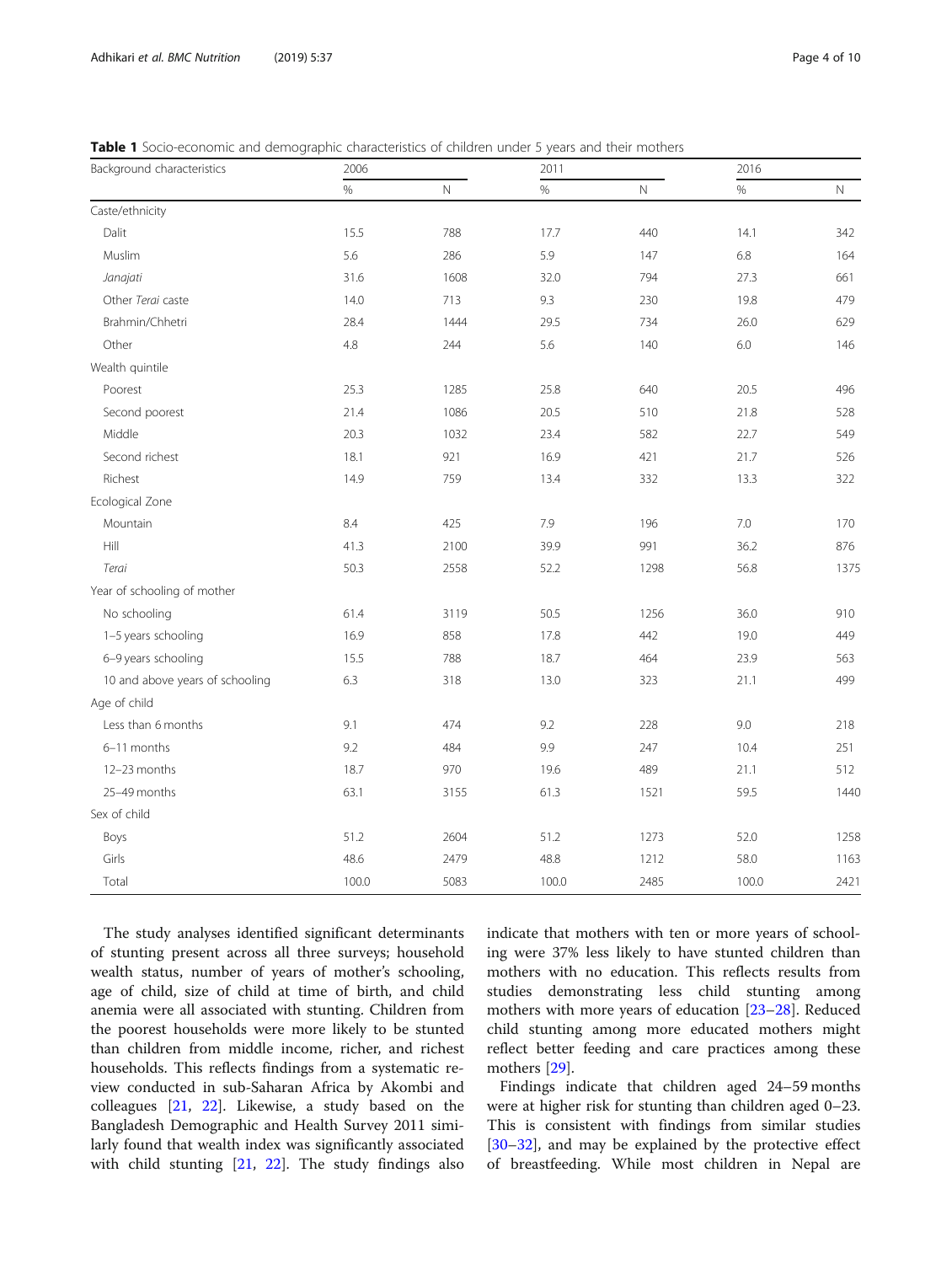**Table 1** Socio-economic and demographic characteristics of children under 5 years and their mothers

| Background characteristics | 2006 | | 2011 | | 2016 | |
|---|---|---|---|---|---|---|
| | % | N | % | N | % | N |
| Caste/ethnicity | | | | | | |
| Dalit | 15.5 | 788 | 17.7 | 440 | 14.1 | 342 |
| Muslim | 5.6 | 286 | 5.9 | 147 | 6.8 | 164 |
| *Janajati* | 31.6 | 1608 | 32.0 | 794 | 27.3 | 661 |
| Other *Terai* caste | 14.0 | 713 | 9.3 | 230 | 19.8 | 479 |
| Brahmin/Chhetri | 28.4 | 1444 | 29.5 | 734 | 26.0 | 629 |
| Other | 4.8 | 244 | 5.6 | 140 | 6.0 | 146 |
| Wealth quintile | | | | | | |
| Poorest | 25.3 | 1285 | 25.8 | 640 | 20.5 | 496 |
| Second poorest | 21.4 | 1086 | 20.5 | 510 | 21.8 | 528 |
| Middle | 20.3 | 1032 | 23.4 | 582 | 22.7 | 549 |
| Second richest | 18.1 | 921 | 16.9 | 421 | 21.7 | 526 |
| Richest | 14.9 | 759 | 13.4 | 332 | 13.3 | 322 |
| Ecological Zone | | | | | | |
| Mountain | 8.4 | 425 | 7.9 | 196 | 7.0 | 170 |
| Hill | 41.3 | 2100 | 39.9 | 991 | 36.2 | 876 |
| *Terai* | 50.3 | 2558 | 52.2 | 1298 | 56.8 | 1375 |
| Year of schooling of mother | | | | | | |
| No schooling | 61.4 | 3119 | 50.5 | 1256 | 36.0 | 910 |
| 1–5 years schooling | 16.9 | 858 | 17.8 | 442 | 19.0 | 449 |
| 6–9 years schooling | 15.5 | 788 | 18.7 | 464 | 23.9 | 563 |
| 10 and above years of schooling | 6.3 | 318 | 13.0 | 323 | 21.1 | 499 |
| Age of child | | | | | | |
| Less than 6 months | 9.1 | 474 | 9.2 | 228 | 9.0 | 218 |
| 6–11 months | 9.2 | 484 | 9.9 | 247 | 10.4 | 251 |
| 12–23 months | 18.7 | 970 | 19.6 | 489 | 21.1 | 512 |
| 25–49 months | 63.1 | 3155 | 61.3 | 1521 | 59.5 | 1440 |
| Sex of child | | | | | | |
| Boys | 51.2 | 2604 | 51.2 | 1273 | 52.0 | 1258 |
| Girls | 48.6 | 2479 | 48.8 | 1212 | 58.0 | 1163 |
| Total | 100.0 | 5083 | 100.0 | 2485 | 100.0 | 2421 |

The study analyses identified significant determinants of stunting present across all three surveys; household wealth status, number of years of mother's schooling, age of child, size of child at time of birth, and child anemia were all associated with stunting. Children from the poorest households were more likely to be stunted than children from middle income, richer, and richest households. This reflects findings from a systematic review conducted in sub-Saharan Africa by Akombi and colleagues [21, 22]. Likewise, a study based on the Bangladesh Demographic and Health Survey 2011 similarly found that wealth index was significantly associated with child stunting [21, 22]. The study findings also indicate that mothers with ten or more years of schooling were 37% less likely to have stunted children than mothers with no education. This reflects results from studies demonstrating less child stunting among mothers with more years of education [23–28]. Reduced child stunting among more educated mothers might reflect better feeding and care practices among these mothers [29].

Findings indicate that children aged 24–59 months were at higher risk for stunting than children aged 0–23. This is consistent with findings from similar studies [30–32], and may be explained by the protective effect of breastfeeding. While most children in Nepal are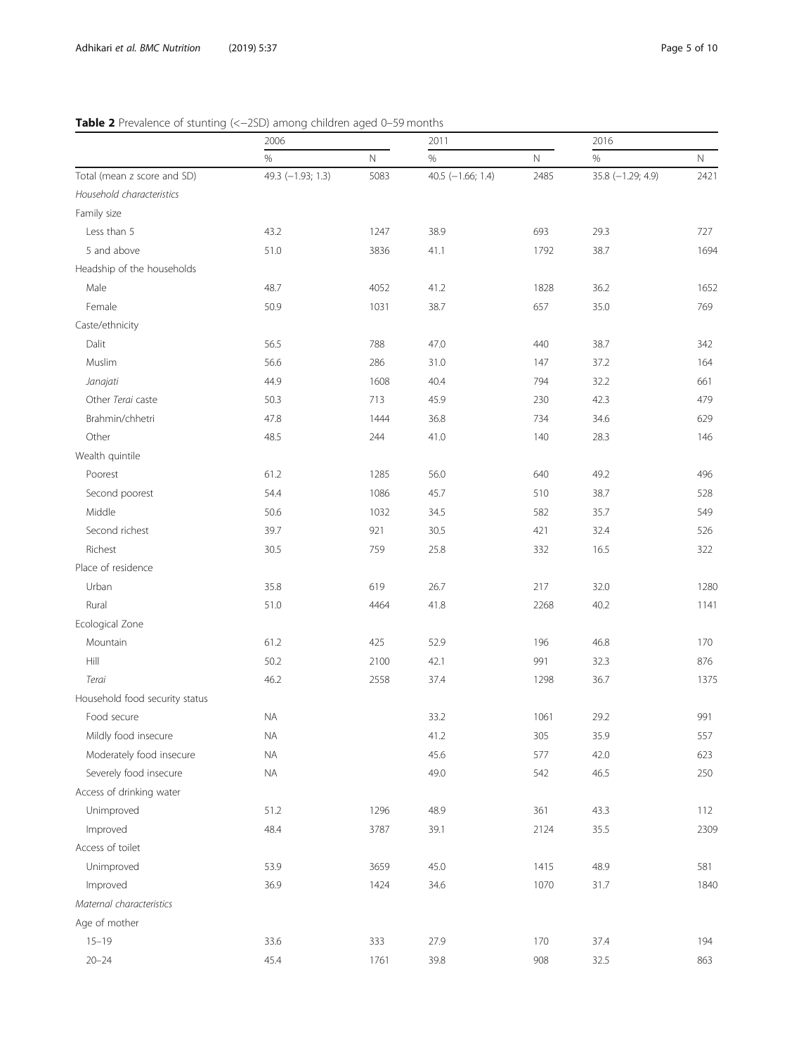**Table 2** Prevalence of stunting (<−2SD) among children aged 0–59 months

| | 2006 | | 2011 | | 2016 | |
|---|---|---|---|---|---|---|
| | % | N | % | N | % | N |
| Total (mean z score and SD) | 49.3 (−1.93; 1.3) | 5083 | 40.5 (−1.66; 1.4) | 2485 | 35.8 (−1.29; 4.9) | 2421 |
| *Household characteristics* | | | | | | |
| Family size | | | | | | |
| Less than 5 | 43.2 | 1247 | 38.9 | 693 | 29.3 | 727 |
| 5 and above | 51.0 | 3836 | 41.1 | 1792 | 38.7 | 1694 |
| Headship of the households | | | | | | |
| Male | 48.7 | 4052 | 41.2 | 1828 | 36.2 | 1652 |
| Female | 50.9 | 1031 | 38.7 | 657 | 35.0 | 769 |
| Caste/ethnicity | | | | | | |
| Dalit | 56.5 | 788 | 47.0 | 440 | 38.7 | 342 |
| Muslim | 56.6 | 286 | 31.0 | 147 | 37.2 | 164 |
| *Janajati* | 44.9 | 1608 | 40.4 | 794 | 32.2 | 661 |
| Other *Terai* caste | 50.3 | 713 | 45.9 | 230 | 42.3 | 479 |
| Brahmin/chhetri | 47.8 | 1444 | 36.8 | 734 | 34.6 | 629 |
| Other | 48.5 | 244 | 41.0 | 140 | 28.3 | 146 |
| Wealth quintile | | | | | | |
| Poorest | 61.2 | 1285 | 56.0 | 640 | 49.2 | 496 |
| Second poorest | 54.4 | 1086 | 45.7 | 510 | 38.7 | 528 |
| Middle | 50.6 | 1032 | 34.5 | 582 | 35.7 | 549 |
| Second richest | 39.7 | 921 | 30.5 | 421 | 32.4 | 526 |
| Richest | 30.5 | 759 | 25.8 | 332 | 16.5 | 322 |
| Place of residence | | | | | | |
| Urban | 35.8 | 619 | 26.7 | 217 | 32.0 | 1280 |
| Rural | 51.0 | 4464 | 41.8 | 2268 | 40.2 | 1141 |
| Ecological Zone | | | | | | |
| Mountain | 61.2 | 425 | 52.9 | 196 | 46.8 | 170 |
| Hill | 50.2 | 2100 | 42.1 | 991 | 32.3 | 876 |
| *Terai* | 46.2 | 2558 | 37.4 | 1298 | 36.7 | 1375 |
| Household food security status | | | | | | |
| Food secure | NA | | 33.2 | 1061 | 29.2 | 991 |
| Mildly food insecure | NA | | 41.2 | 305 | 35.9 | 557 |
| Moderately food insecure | NA | | 45.6 | 577 | 42.0 | 623 |
| Severely food insecure | NA | | 49.0 | 542 | 46.5 | 250 |
| Access of drinking water | | | | | | |
| Unimproved | 51.2 | 1296 | 48.9 | 361 | 43.3 | 112 |
| Improved | 48.4 | 3787 | 39.1 | 2124 | 35.5 | 2309 |
| Access of toilet | | | | | | |
| Unimproved | 53.9 | 3659 | 45.0 | 1415 | 48.9 | 581 |
| Improved | 36.9 | 1424 | 34.6 | 1070 | 31.7 | 1840 |
| *Maternal characteristics* | | | | | | |
| Age of mother | | | | | | |
| 15–19 | 33.6 | 333 | 27.9 | 170 | 37.4 | 194 |
| 20–24 | 45.4 | 1761 | 39.8 | 908 | 32.5 | 863 |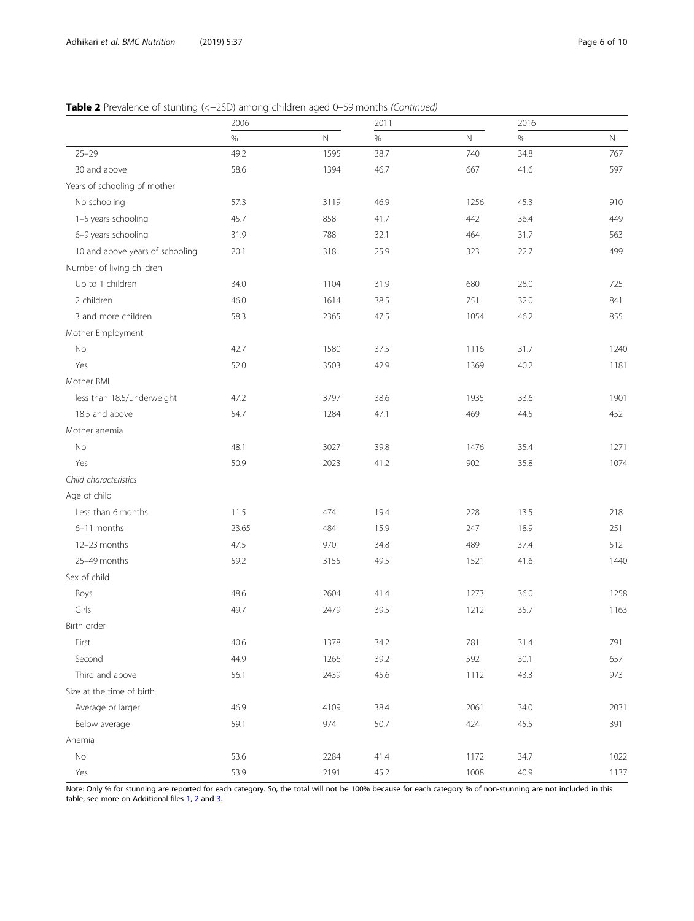**Table 2** Prevalence of stunting (<−2SD) among children aged 0–59 months *(Continued)*

| | 2006 | | 2011 | | 2016 | |
|---|---|---|---|---|---|---|
| | % | N | % | N | % | N |
| 25–29 | 49.2 | 1595 | 38.7 | 740 | 34.8 | 767 |
| 30 and above | 58.6 | 1394 | 46.7 | 667 | 41.6 | 597 |
| Years of schooling of mother | | | | | | |
| No schooling | 57.3 | 3119 | 46.9 | 1256 | 45.3 | 910 |
| 1–5 years schooling | 45.7 | 858 | 41.7 | 442 | 36.4 | 449 |
| 6–9 years schooling | 31.9 | 788 | 32.1 | 464 | 31.7 | 563 |
| 10 and above years of schooling | 20.1 | 318 | 25.9 | 323 | 22.7 | 499 |
| Number of living children | | | | | | |
| Up to 1 children | 34.0 | 1104 | 31.9 | 680 | 28.0 | 725 |
| 2 children | 46.0 | 1614 | 38.5 | 751 | 32.0 | 841 |
| 3 and more children | 58.3 | 2365 | 47.5 | 1054 | 46.2 | 855 |
| Mother Employment | | | | | | |
| No | 42.7 | 1580 | 37.5 | 1116 | 31.7 | 1240 |
| Yes | 52.0 | 3503 | 42.9 | 1369 | 40.2 | 1181 |
| Mother BMI | | | | | | |
| less than 18.5/underweight | 47.2 | 3797 | 38.6 | 1935 | 33.6 | 1901 |
| 18.5 and above | 54.7 | 1284 | 47.1 | 469 | 44.5 | 452 |
| Mother anemia | | | | | | |
| No | 48.1 | 3027 | 39.8 | 1476 | 35.4 | 1271 |
| Yes | 50.9 | 2023 | 41.2 | 902 | 35.8 | 1074 |
| *Child characteristics* | | | | | | |
| Age of child | | | | | | |
| Less than 6 months | 11.5 | 474 | 19.4 | 228 | 13.5 | 218 |
| 6–11 months | 23.65 | 484 | 15.9 | 247 | 18.9 | 251 |
| 12–23 months | 47.5 | 970 | 34.8 | 489 | 37.4 | 512 |
| 25–49 months | 59.2 | 3155 | 49.5 | 1521 | 41.6 | 1440 |
| Sex of child | | | | | | |
| Boys | 48.6 | 2604 | 41.4 | 1273 | 36.0 | 1258 |
| Girls | 49.7 | 2479 | 39.5 | 1212 | 35.7 | 1163 |
| Birth order | | | | | | |
| First | 40.6 | 1378 | 34.2 | 781 | 31.4 | 791 |
| Second | 44.9 | 1266 | 39.2 | 592 | 30.1 | 657 |
| Third and above | 56.1 | 2439 | 45.6 | 1112 | 43.3 | 973 |
| Size at the time of birth | | | | | | |
| Average or larger | 46.9 | 4109 | 38.4 | 2061 | 34.0 | 2031 |
| Below average | 59.1 | 974 | 50.7 | 424 | 45.5 | 391 |
| Anemia | | | | | | |
| No | 53.6 | 2284 | 41.4 | 1172 | 34.7 | 1022 |
| Yes | 53.9 | 2191 | 45.2 | 1008 | 40.9 | 1137 |

Note: Only % for stunning are reported for each category. So, the total will not be 100% because for each category % of non-stunning are not included in this table, see more on Additional files 1, 2 and 3.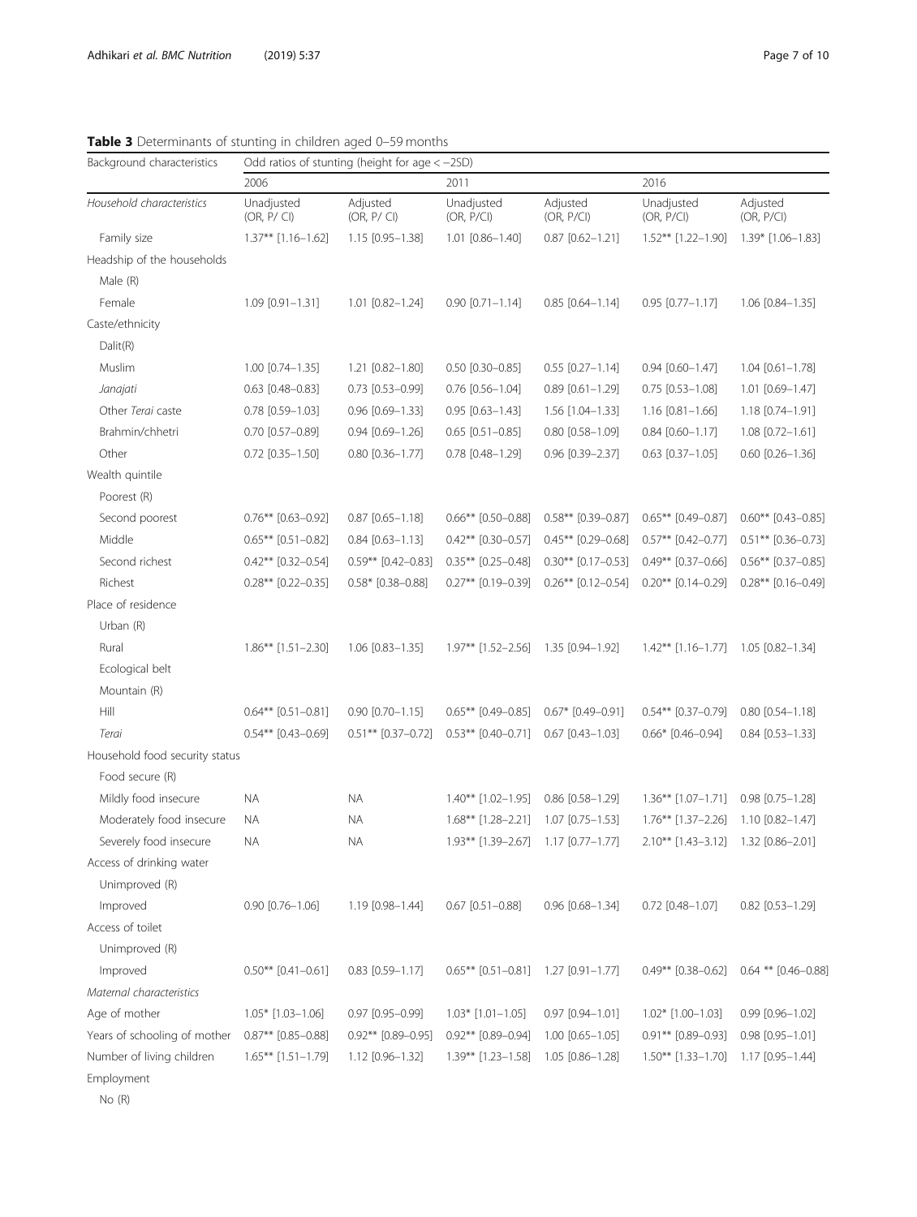**Table 3** Determinants of stunting in children aged 0–59 months

| Background characteristics | Odd ratios of stunting (height for age < −2SD) | | | | | |
|---|---|---|---|---|---|---|
| | 2006 | | 2011 | | 2016 | |
| *Household characteristics* | Unadjusted (OR, P/ CI) | Adjusted (OR, P/ CI) | Unadjusted (OR, P/CI) | Adjusted (OR, P/CI) | Unadjusted (OR, P/CI) | Adjusted (OR, P/CI) |
| Family size | 1.37** [1.16–1.62] | 1.15 [0.95–1.38] | 1.01 [0.86–1.40] | 0.87 [0.62–1.21] | 1.52** [1.22–1.90] | 1.39* [1.06–1.83] |
| Headship of the households | | | | | | |
| Male (R) | | | | | | |
| Female | 1.09 [0.91–1.31] | 1.01 [0.82–1.24] | 0.90 [0.71–1.14] | 0.85 [0.64–1.14] | 0.95 [0.77–1.17] | 1.06 [0.84–1.35] |
| Caste/ethnicity | | | | | | |
| Dalit(R) | | | | | | |
| Muslim | 1.00 [0.74–1.35] | 1.21 [0.82–1.80] | 0.50 [0.30–0.85] | 0.55 [0.27–1.14] | 0.94 [0.60–1.47] | 1.04 [0.61–1.78] |
| *Janajati* | 0.63 [0.48–0.83] | 0.73 [0.53–0.99] | 0.76 [0.56–1.04] | 0.89 [0.61–1.29] | 0.75 [0.53–1.08] | 1.01 [0.69–1.47] |
| Other *Terai* caste | 0.78 [0.59–1.03] | 0.96 [0.69–1.33] | 0.95 [0.63–1.43] | 1.56 [1.04–1.33] | 1.16 [0.81–1.66] | 1.18 [0.74–1.91] |
| Brahmin/chhetri | 0.70 [0.57–0.89] | 0.94 [0.69–1.26] | 0.65 [0.51–0.85] | 0.80 [0.58–1.09] | 0.84 [0.60–1.17] | 1.08 [0.72–1.61] |
| Other | 0.72 [0.35–1.50] | 0.80 [0.36–1.77] | 0.78 [0.48–1.29] | 0.96 [0.39–2.37] | 0.63 [0.37–1.05] | 0.60 [0.26–1.36] |
| Wealth quintile | | | | | | |
| Poorest (R) | | | | | | |
| Second poorest | 0.76** [0.63–0.92] | 0.87 [0.65–1.18] | 0.66** [0.50–0.88] | 0.58** [0.39–0.87] | 0.65** [0.49–0.87] | 0.60** [0.43–0.85] |
| Middle | 0.65** [0.51–0.82] | 0.84 [0.63–1.13] | 0.42** [0.30–0.57] | 0.45** [0.29–0.68] | 0.57** [0.42–0.77] | 0.51** [0.36–0.73] |
| Second richest | 0.42** [0.32–0.54] | 0.59** [0.42–0.83] | 0.35** [0.25–0.48] | 0.30** [0.17–0.53] | 0.49** [0.37–0.66] | 0.56** [0.37–0.85] |
| Richest | 0.28** [0.22–0.35] | 0.58* [0.38–0.88] | 0.27** [0.19–0.39] | 0.26** [0.12–0.54] | 0.20** [0.14–0.29] | 0.28** [0.16–0.49] |
| Place of residence | | | | | | |
| Urban (R) | | | | | | |
| Rural | 1.86** [1.51–2.30] | 1.06 [0.83–1.35] | 1.97** [1.52–2.56] | 1.35 [0.94–1.92] | 1.42** [1.16–1.77] | 1.05 [0.82–1.34] |
| Ecological belt | | | | | | |
| Mountain (R) | | | | | | |
| Hill | 0.64** [0.51–0.81] | 0.90 [0.70–1.15] | 0.65** [0.49–0.85] | 0.67* [0.49–0.91] | 0.54** [0.37–0.79] | 0.80 [0.54–1.18] |
| *Terai* | 0.54** [0.43–0.69] | 0.51** [0.37–0.72] | 0.53** [0.40–0.71] | 0.67 [0.43–1.03] | 0.66* [0.46–0.94] | 0.84 [0.53–1.33] |
| Household food security status | | | | | | |
| Food secure (R) | | | | | | |
| Mildly food insecure | NA | NA | 1.40** [1.02–1.95] | 0.86 [0.58–1.29] | 1.36** [1.07–1.71] | 0.98 [0.75–1.28] |
| Moderately food insecure | NA | NA | 1.68** [1.28–2.21] | 1.07 [0.75–1.53] | 1.76** [1.37–2.26] | 1.10 [0.82–1.47] |
| Severely food insecure | NA | NA | 1.93** [1.39–2.67] | 1.17 [0.77–1.77] | 2.10** [1.43–3.12] | 1.32 [0.86–2.01] |
| Access of drinking water | | | | | | |
| Unimproved (R) | | | | | | |
| Improved | 0.90 [0.76–1.06] | 1.19 [0.98–1.44] | 0.67 [0.51–0.88] | 0.96 [0.68–1.34] | 0.72 [0.48–1.07] | 0.82 [0.53–1.29] |
| Access of toilet | | | | | | |
| Unimproved (R) | | | | | | |
| Improved | 0.50** [0.41–0.61] | 0.83 [0.59–1.17] | 0.65** [0.51–0.81] | 1.27 [0.91–1.77] | 0.49** [0.38–0.62] | 0.64 ** [0.46–0.88] |
| *Maternal characteristics* | | | | | | |
| Age of mother | 1.05* [1.03–1.06] | 0.97 [0.95–0.99] | 1.03* [1.01–1.05] | 0.97 [0.94–1.01] | 1.02* [1.00–1.03] | 0.99 [0.96–1.02] |
| Years of schooling of mother | 0.87** [0.85–0.88] | 0.92** [0.89–0.95] | 0.92** [0.89–0.94] | 1.00 [0.65–1.05] | 0.91** [0.89–0.93] | 0.98 [0.95–1.01] |
| Number of living children | 1.65** [1.51–1.79] | 1.12 [0.96–1.32] | 1.39** [1.23–1.58] | 1.05 [0.86–1.28] | 1.50** [1.33–1.70] | 1.17 [0.95–1.44] |
| Employment | | | | | | |
| No (R) | | | | | | |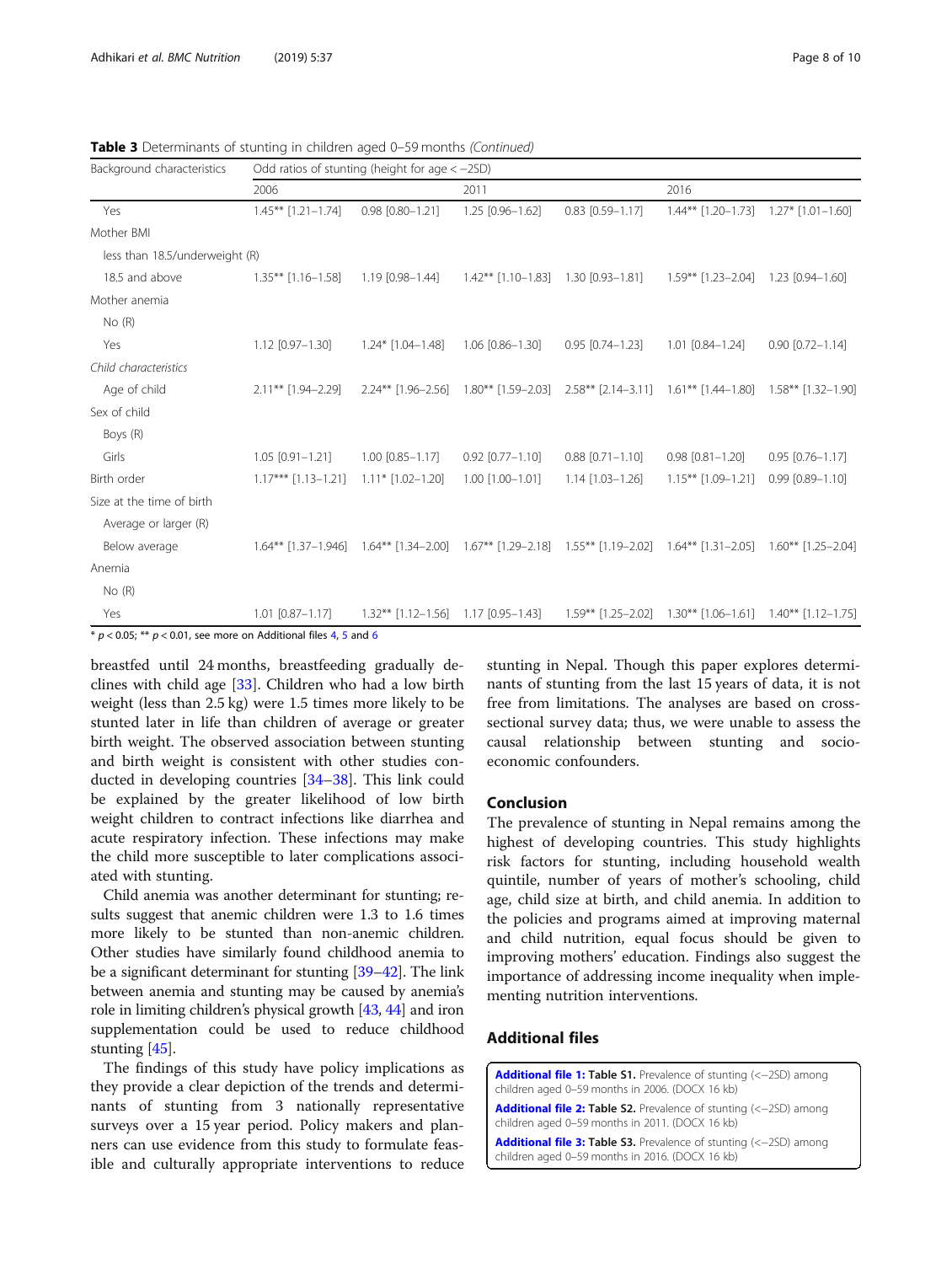**Table 3** Determinants of stunting in children aged 0–59 months *(Continued)*

| Background characteristics | Odd ratios of stunting (height for age < −2SD) | | | | | |
|---|---|---|---|---|---|---|
| | 2006 | | 2011 | | 2016 | |
| Yes | 1.45** [1.21–1.74] | 0.98 [0.80–1.21] | 1.25 [0.96–1.62] | 0.83 [0.59–1.17] | 1.44** [1.20–1.73] | 1.27* [1.01–1.60] |
| Mother BMI | | | | | | |
| less than 18.5/underweight (R) | | | | | | |
| 18.5 and above | 1.35** [1.16–1.58] | 1.19 [0.98–1.44] | 1.42** [1.10–1.83] | 1.30 [0.93–1.81] | 1.59** [1.23–2.04] | 1.23 [0.94–1.60] |
| Mother anemia | | | | | | |
| No (R) | | | | | | |
| Yes | 1.12 [0.97–1.30] | 1.24* [1.04–1.48] | 1.06 [0.86–1.30] | 0.95 [0.74–1.23] | 1.01 [0.84–1.24] | 0.90 [0.72–1.14] |
| *Child characteristics* | | | | | | |
| Age of child | 2.11** [1.94–2.29] | 2.24** [1.96–2.56] | 1.80** [1.59–2.03] | 2.58** [2.14–3.11] | 1.61** [1.44–1.80] | 1.58** [1.32–1.90] |
| Sex of child | | | | | | |
| Boys (R) | | | | | | |
| Girls | 1.05 [0.91–1.21] | 1.00 [0.85–1.17] | 0.92 [0.77–1.10] | 0.88 [0.71–1.10] | 0.98 [0.81–1.20] | 0.95 [0.76–1.17] |
| Birth order | 1.17*** [1.13–1.21] | 1.11* [1.02–1.20] | 1.00 [1.00–1.01] | 1.14 [1.03–1.26] | 1.15** [1.09–1.21] | 0.99 [0.89–1.10] |
| Size at the time of birth | | | | | | |
| Average or larger (R) | | | | | | |
| Below average | 1.64** [1.37–1.946] | 1.64** [1.34–2.00] | 1.67** [1.29–2.18] | 1.55** [1.19–2.02] | 1.64** [1.31–2.05] | 1.60** [1.25–2.04] |
| Anemia | | | | | | |
| No (R) | | | | | | |
| Yes | 1.01 [0.87–1.17] | 1.32** [1.12–1.56] | 1.17 [0.95–1.43] | 1.59** [1.25–2.02] | 1.30** [1.06–1.61] | 1.40** [1.12–1.75] |

* $p < 0.05$; ** $p < 0.01$, see more on Additional files 4, 5 and 6

breastfed until 24 months, breastfeeding gradually declines with child age [33]. Children who had a low birth weight (less than 2.5 kg) were 1.5 times more likely to be stunted later in life than children of average or greater birth weight. The observed association between stunting and birth weight is consistent with other studies conducted in developing countries [34–38]. This link could be explained by the greater likelihood of low birth weight children to contract infections like diarrhea and acute respiratory infection. These infections may make the child more susceptible to later complications associated with stunting.

Child anemia was another determinant for stunting; results suggest that anemic children were 1.3 to 1.6 times more likely to be stunted than non-anemic children. Other studies have similarly found childhood anemia to be a significant determinant for stunting [39–42]. The link between anemia and stunting may be caused by anemia's role in limiting children's physical growth [43, 44] and iron supplementation could be used to reduce childhood stunting [45].

The findings of this study have policy implications as they provide a clear depiction of the trends and determinants of stunting from 3 nationally representative surveys over a 15 year period. Policy makers and planners can use evidence from this study to formulate feasible and culturally appropriate interventions to reduce stunting in Nepal. Though this paper explores determinants of stunting from the last 15 years of data, it is not free from limitations. The analyses are based on cross-sectional survey data; thus, we were unable to assess the causal relationship between stunting and socio-economic confounders.

## Conclusion

The prevalence of stunting in Nepal remains among the highest of developing countries. This study highlights risk factors for stunting, including household wealth quintile, number of years of mother's schooling, child age, child size at birth, and child anemia. In addition to the policies and programs aimed at improving maternal and child nutrition, equal focus should be given to improving mothers' education. Findings also suggest the importance of addressing income inequality when implementing nutrition interventions.

## Additional files

**Additional file 1: Table S1.** Prevalence of stunting (<−2SD) among children aged 0–59 months in 2006. (DOCX 16 kb)

**Additional file 2: Table S2.** Prevalence of stunting (<−2SD) among children aged 0–59 months in 2011. (DOCX 16 kb)

**Additional file 3: Table S3.** Prevalence of stunting (<−2SD) among children aged 0–59 months in 2016. (DOCX 16 kb)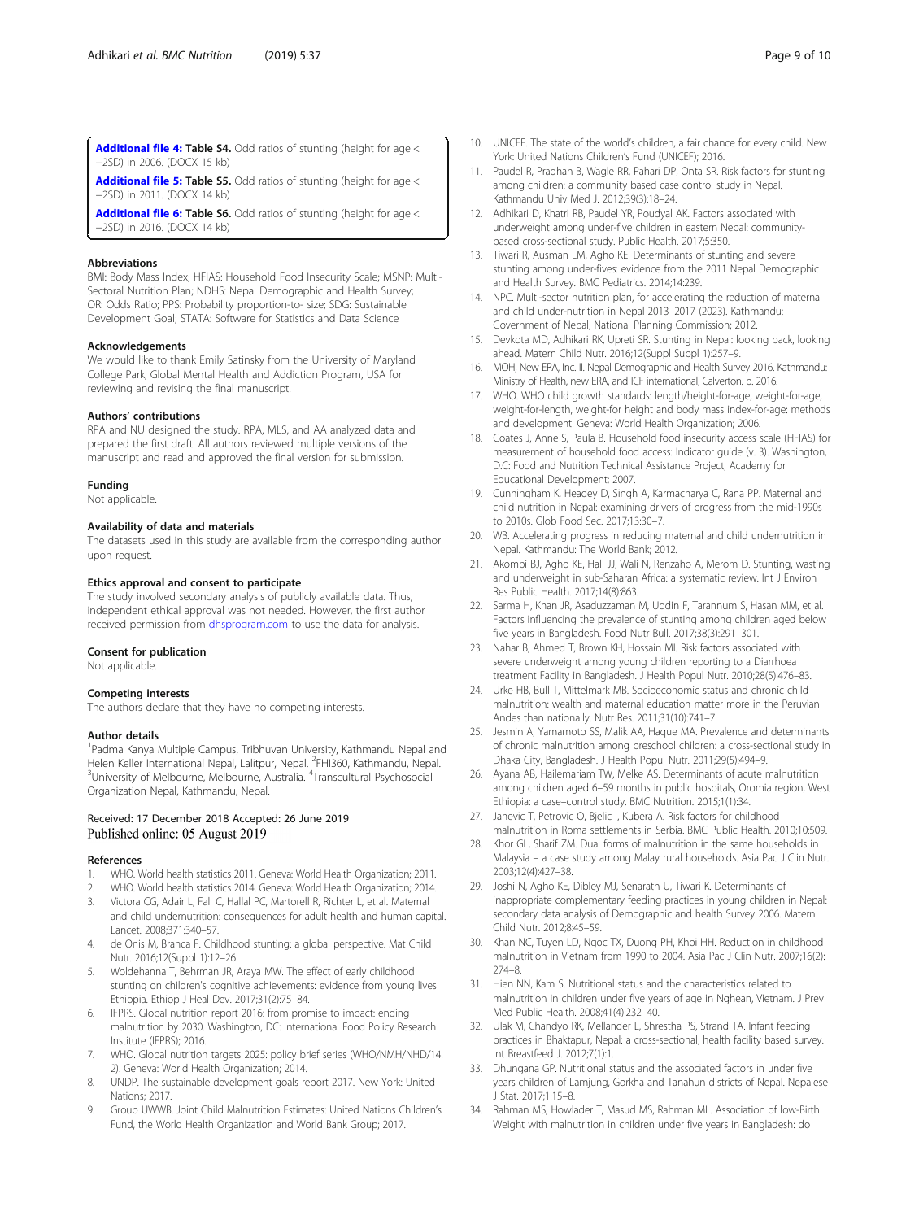**Additional file 4: Table S4.** Odd ratios of stunting (height for age < −2SD) in 2006. (DOCX 15 kb)

**Additional file 5: Table S5.** Odd ratios of stunting (height for age < −2SD) in 2011. (DOCX 14 kb)

**Additional file 6: Table S6.** Odd ratios of stunting (height for age < −2SD) in 2016. (DOCX 14 kb)

### Abbreviations

BMI: Body Mass Index; HFIAS: Household Food Insecurity Scale; MSNP: Multi-Sectoral Nutrition Plan; NDHS: Nepal Demographic and Health Survey; OR: Odds Ratio; PPS: Probability proportion-to- size; SDG: Sustainable Development Goal; STATA: Software for Statistics and Data Science

### Acknowledgements

We would like to thank Emily Satinsky from the University of Maryland College Park, Global Mental Health and Addiction Program, USA for reviewing and revising the final manuscript.

### Authors' contributions

RPA and NU designed the study. RPA, MLS, and AA analyzed data and prepared the first draft. All authors reviewed multiple versions of the manuscript and read and approved the final version for submission.

### Funding

Not applicable.

### Availability of data and materials

The datasets used in this study are available from the corresponding author upon request.

### Ethics approval and consent to participate

The study involved secondary analysis of publicly available data. Thus, independent ethical approval was not needed. However, the first author received permission from dhsprogram.com to use the data for analysis.

### Consent for publication

Not applicable.

### Competing interests

The authors declare that they have no competing interests.

### Author details

[1]Padma Kanya Multiple Campus, Tribhuvan University, Kathmandu Nepal and Helen Keller International Nepal, Lalitpur, Nepal. [2]FHI360, Kathmandu, Nepal. [3]University of Melbourne, Melbourne, Australia. [4]Transcultural Psychosocial Organization Nepal, Kathmandu, Nepal.

Received: 17 December 2018 Accepted: 26 June 2019
Published online: 05 August 2019

### References

1. WHO. World health statistics 2011. Geneva: World Health Organization; 2011.
2. WHO. World health statistics 2014. Geneva: World Health Organization; 2014.
3. Victora CG, Adair L, Fall C, Hallal PC, Martorell R, Richter L, et al. Maternal and child undernutrition: consequences for adult health and human capital. Lancet. 2008;371:340–57.
4. de Onis M, Branca F. Childhood stunting: a global perspective. Mat Child Nutr. 2016;12(Suppl 1):12–26.
5. Woldehanna T, Behrman JR, Araya MW. The effect of early childhood stunting on children's cognitive achievements: evidence from young lives Ethiopia. Ethiop J Heal Dev. 2017;31(2):75–84.
6. IFPRS. Global nutrition report 2016: from promise to impact: ending malnutrition by 2030. Washington, DC: International Food Policy Research Institute (IFPRS); 2016.
7. WHO. Global nutrition targets 2025: policy brief series (WHO/NMH/NHD/14. 2). Geneva: World Health Organization; 2014.
8. UNDP. The sustainable development goals report 2017. New York: United Nations; 2017.
9. Group UWWB. Joint Child Malnutrition Estimates: United Nations Children's Fund, the World Health Organization and World Bank Group; 2017.
10. UNICEF. The state of the world's children, a fair chance for every child. New York: United Nations Children's Fund (UNICEF); 2016.
11. Paudel R, Pradhan B, Wagle RR, Pahari DP, Onta SR. Risk factors for stunting among children: a community based case control study in Nepal. Kathmandu Univ Med J. 2012;39(3):18–24.
12. Adhikari D, Khatri RB, Paudel YR, Poudyal AK. Factors associated with underweight among under-five children in eastern Nepal: community-based cross-sectional study. Public Health. 2017;5:350.
13. Tiwari R, Ausman LM, Agho KE. Determinants of stunting and severe stunting among under-fives: evidence from the 2011 Nepal Demographic and Health Survey. BMC Pediatrics. 2014;14:239.
14. NPC. Multi-sector nutrition plan, for accelerating the reduction of maternal and child under-nutrition in Nepal 2013–2017 (2023). Kathmandu: Government of Nepal, National Planning Commission; 2012.
15. Devkota MD, Adhikari RK, Upreti SR. Stunting in Nepal: looking back, looking ahead. Matern Child Nutr. 2016;12(Suppl Suppl 1):257–9.
16. MOH, New ERA, Inc. II. Nepal Demographic and Health Survey 2016. Kathmandu: Ministry of Health, new ERA, and ICF international, Calverton. p. 2016.
17. WHO. WHO child growth standards: length/height-for-age, weight-for-age, weight-for-length, weight-for height and body mass index-for-age: methods and development. Geneva: World Health Organization; 2006.
18. Coates J, Anne S, Paula B. Household food insecurity access scale (HFIAS) for measurement of household food access: Indicator guide (v. 3). Washington, D.C: Food and Nutrition Technical Assistance Project, Academy for Educational Development; 2007.
19. Cunningham K, Headey D, Singh A, Karmacharya C, Rana PP. Maternal and child nutrition in Nepal: examining drivers of progress from the mid-1990s to 2010s. Glob Food Sec. 2017;13:30–7.
20. WB. Accelerating progress in reducing maternal and child undernutrition in Nepal. Kathmandu: The World Bank; 2012.
21. Akombi BJ, Agho KE, Hall JJ, Wali N, Renzaho A, Merom D. Stunting, wasting and underweight in sub-Saharan Africa: a systematic review. Int J Environ Res Public Health. 2017;14(8):863.
22. Sarma H, Khan JR, Asaduzzaman M, Uddin F, Tarannum S, Hasan MM, et al. Factors influencing the prevalence of stunting among children aged below five years in Bangladesh. Food Nutr Bull. 2017;38(3):291–301.
23. Nahar B, Ahmed T, Brown KH, Hossain MI. Risk factors associated with severe underweight among young children reporting to a Diarrhoea treatment Facility in Bangladesh. J Health Popul Nutr. 2010;28(5):476–83.
24. Urke HB, Bull T, Mittelmark MB. Socioeconomic status and chronic child malnutrition: wealth and maternal education matter more in the Peruvian Andes than nationally. Nutr Res. 2011;31(10):741–7.
25. Jesmin A, Yamamoto SS, Malik AA, Haque MA. Prevalence and determinants of chronic malnutrition among preschool children: a cross-sectional study in Dhaka City, Bangladesh. J Health Popul Nutr. 2011;29(5):494–9.
26. Ayana AB, Hailemariam TW, Melke AS. Determinants of acute malnutrition among children aged 6–59 months in public hospitals, Oromia region, West Ethiopia: a case–control study. BMC Nutrition. 2015;1(1):34.
27. Janevic T, Petrovic O, Bjelic I, Kubera A. Risk factors for childhood malnutrition in Roma settlements in Serbia. BMC Public Health. 2010;10:509.
28. Khor GL, Sharif ZM. Dual forms of malnutrition in the same households in Malaysia – a case study among Malay rural households. Asia Pac J Clin Nutr. 2003;12(4):427–38.
29. Joshi N, Agho KE, Dibley MJ, Senarath U, Tiwari K. Determinants of inappropriate complementary feeding practices in young children in Nepal: secondary data analysis of Demographic and health Survey 2006. Matern Child Nutr. 2012;8:45–59.
30. Khan NC, Tuyen LD, Ngoc TX, Duong PH, Khoi HH. Reduction in childhood malnutrition in Vietnam from 1990 to 2004. Asia Pac J Clin Nutr. 2007;16(2): 274–8.
31. Hien NN, Kam S. Nutritional status and the characteristics related to malnutrition in children under five years of age in Nghean, Vietnam. J Prev Med Public Health. 2008;41(4):232–40.
32. Ulak M, Chandyo RK, Mellander L, Shrestha PS, Strand TA. Infant feeding practices in Bhaktapur, Nepal: a cross-sectional, health facility based survey. Int Breastfeed J. 2012;7(1):1.
33. Dhungana GP. Nutritional status and the associated factors in under five years children of Lamjung, Gorkha and Tanahun districts of Nepal. Nepalese J Stat. 2017;1:15–8.
34. Rahman MS, Howlader T, Masud MS, Rahman ML. Association of low-Birth Weight with malnutrition in children under five years in Bangladesh: do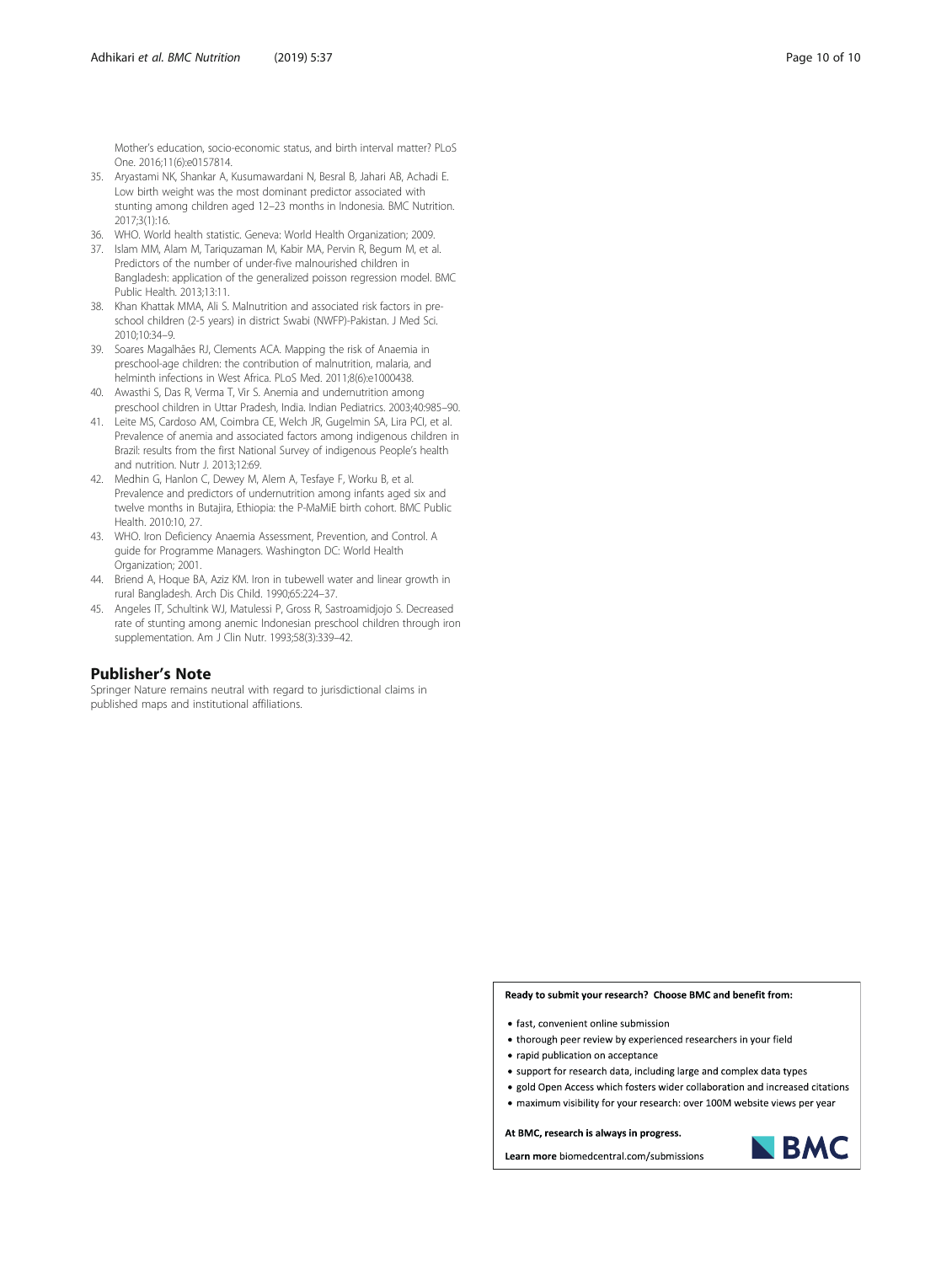Mother's education, socio-economic status, and birth interval matter? PLoS One. 2016;11(6):e0157814.

35. Aryastami NK, Shankar A, Kusumawardani N, Besral B, Jahari AB, Achadi E. Low birth weight was the most dominant predictor associated with stunting among children aged 12–23 months in Indonesia. BMC Nutrition. 2017;3(1):16.
36. WHO. World health statistic. Geneva: World Health Organization; 2009.
37. Islam MM, Alam M, Tariquzaman M, Kabir MA, Pervin R, Begum M, et al. Predictors of the number of under-five malnourished children in Bangladesh: application of the generalized poisson regression model. BMC Public Health. 2013;13:11.
38. Khan Khattak MMA, Ali S. Malnutrition and associated risk factors in pre-school children (2-5 years) in district Swabi (NWFP)-Pakistan. J Med Sci. 2010;10:34–9.
39. Soares Magalhães RJ, Clements ACA. Mapping the risk of Anaemia in preschool-age children: the contribution of malnutrition, malaria, and helminth infections in West Africa. PLoS Med. 2011;8(6):e1000438.
40. Awasthi S, Das R, Verma T, Vir S. Anemia and undernutrition among preschool children in Uttar Pradesh, India. Indian Pediatrics. 2003;40:985–90.
41. Leite MS, Cardoso AM, Coimbra CE, Welch JR, Gugelmin SA, Lira PCI, et al. Prevalence of anemia and associated factors among indigenous children in Brazil: results from the first National Survey of indigenous People's health and nutrition. Nutr J. 2013;12:69.
42. Medhin G, Hanlon C, Dewey M, Alem A, Tesfaye F, Worku B, et al. Prevalence and predictors of undernutrition among infants aged six and twelve months in Butajira, Ethiopia: the P-MaMiE birth cohort. BMC Public Health. 2010:10, 27.
43. WHO. Iron Deficiency Anaemia Assessment, Prevention, and Control. A guide for Programme Managers. Washington DC: World Health Organization; 2001.
44. Briend A, Hoque BA, Aziz KM. Iron in tubewell water and linear growth in rural Bangladesh. Arch Dis Child. 1990;65:224–37.
45. Angeles IT, Schultink WJ, Matulessi P, Gross R, Sastroamidjojo S. Decreased rate of stunting among anemic Indonesian preschool children through iron supplementation. Am J Clin Nutr. 1993;58(3):339–42.

## Publisher's Note

Springer Nature remains neutral with regard to jurisdictional claims in published maps and institutional affiliations.

**Ready to submit your research? Choose BMC and benefit from:**

- fast, convenient online submission
- thorough peer review by experienced researchers in your field
- rapid publication on acceptance
- support for research data, including large and complex data types
- gold Open Access which fosters wider collaboration and increased citations
- maximum visibility for your research: over 100M website views per year

**At BMC, research is always in progress.**

**Learn more** biomedcentral.com/submissions